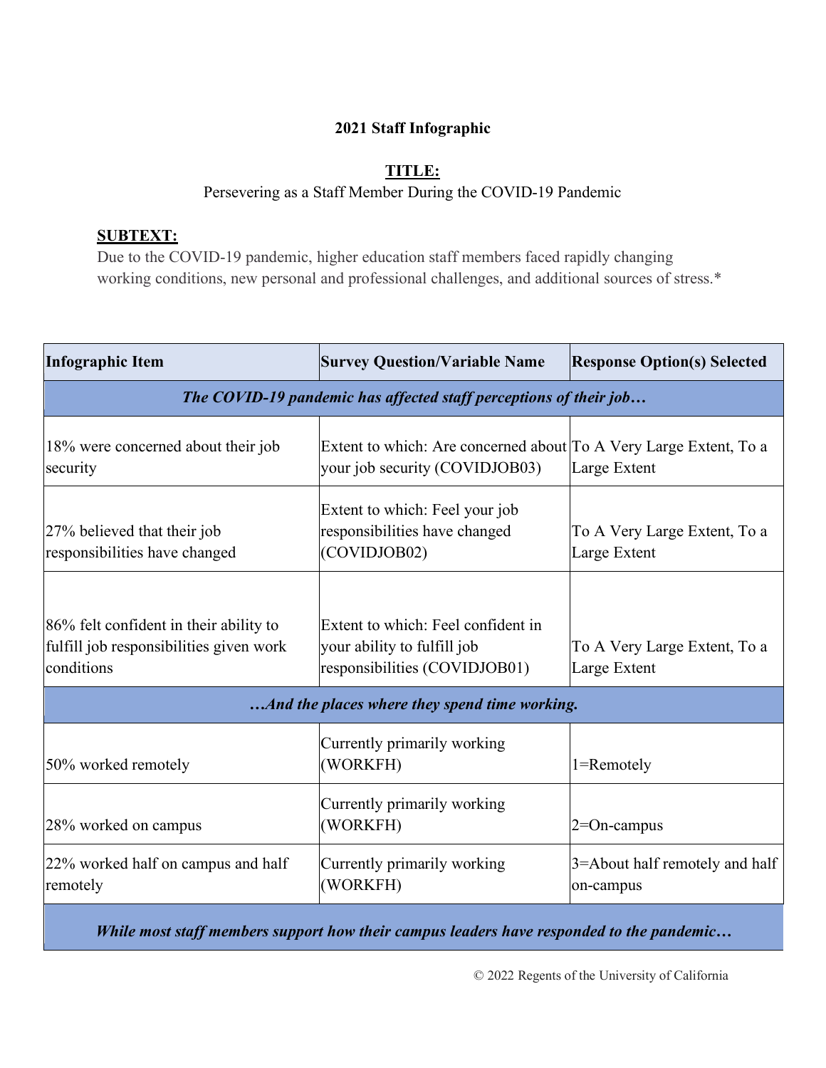**2021 Staff Infographic**

**TITLE:**

Persevering as a Staff Member During the COVID-19 Pandemic

**SUBTEXT:**

Due to the COVID-19 pandemic, higher education staff members faced rapidly changing working conditions, new personal and professional challenges, and additional sources of stress.*

| Infographic Item | Survey Question/Variable Name | Response Option(s) Selected |
|---|---|---|
| ***The COVID-19 pandemic has affected staff perceptions of their job…*** | | |
| 18% were concerned about their job security | Extent to which: Are concerned about your job security (COVIDJOB03) | To A Very Large Extent, To a Large Extent |
| 27% believed that their job responsibilities have changed | Extent to which: Feel your job responsibilities have changed (COVIDJOB02) | To A Very Large Extent, To a Large Extent |
| 86% felt confident in their ability to fulfill job responsibilities given work conditions | Extent to which: Feel confident in your ability to fulfill job responsibilities (COVIDJOB01) | To A Very Large Extent, To a Large Extent |
| ***…And the places where they spend time working.*** | | |
| 50% worked remotely | Currently primarily working (WORKFH) | 1=Remotely |
| 28% worked on campus | Currently primarily working (WORKFH) | 2=On-campus |
| 22% worked half on campus and half remotely | Currently primarily working (WORKFH) | 3=About half remotely and half on-campus |
| ***While most staff members support how their campus leaders have responded to the pandemic…*** | | |

© 2022 Regents of the University of California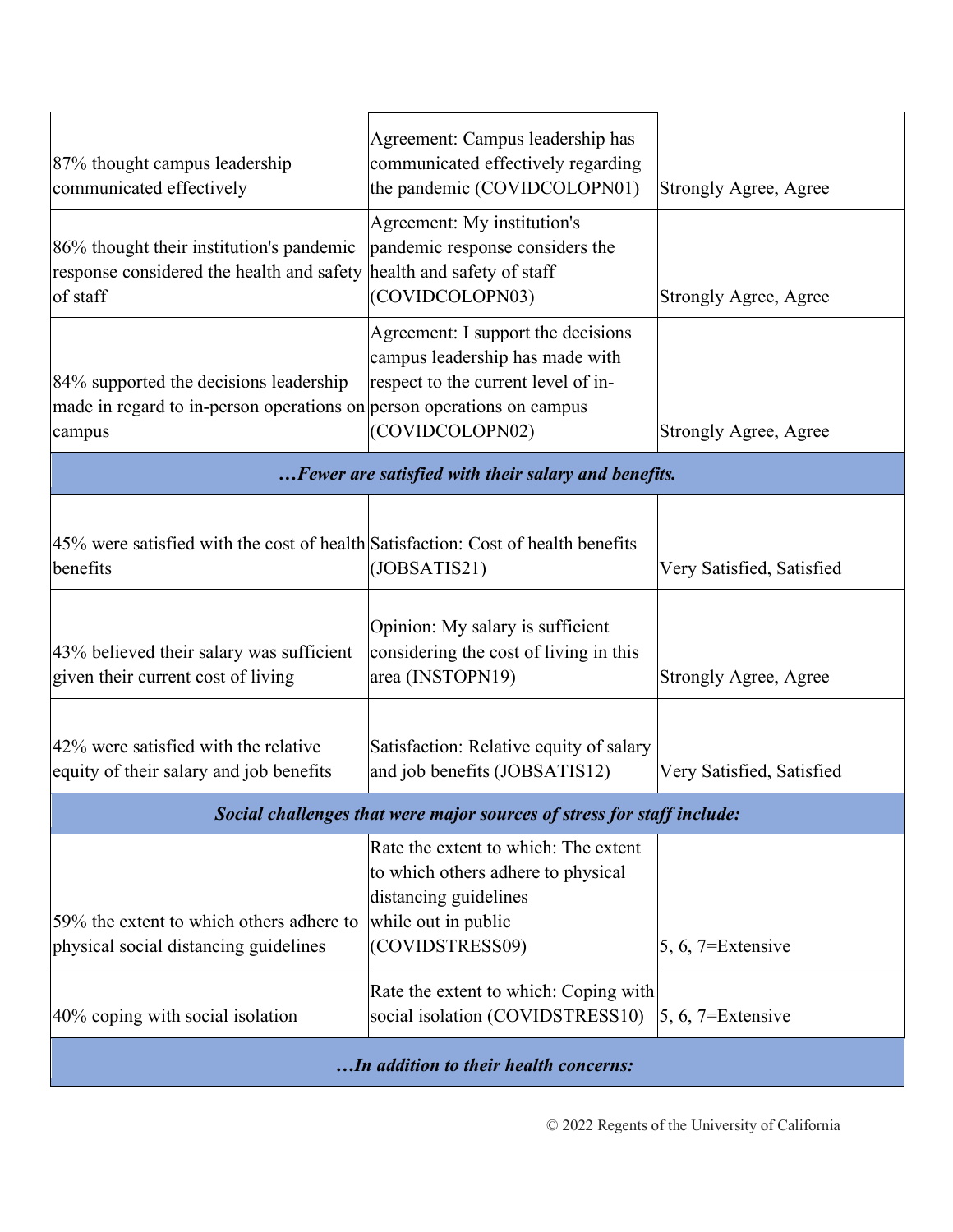| | | |
|---|---|---|
| 87% thought campus leadership communicated effectively | Agreement: Campus leadership has communicated effectively regarding the pandemic (COVIDCOLOPN01) | Strongly Agree, Agree |
| 86% thought their institution's pandemic response considered the health and safety of staff | Agreement: My institution's pandemic response considers the health and safety of staff (COVIDCOLOPN03) | Strongly Agree, Agree |
| 84% supported the decisions leadership made in regard to in-person operations on campus | Agreement: I support the decisions campus leadership has made with respect to the current level of in-person operations on campus (COVIDCOLOPN02) | Strongly Agree, Agree |
| ***…Fewer are satisfied with their salary and benefits.*** | | |
| 45% were satisfied with the cost of health benefits | Satisfaction: Cost of health benefits (JOBSATIS21) | Very Satisfied, Satisfied |
| 43% believed their salary was sufficient given their current cost of living | Opinion: My salary is sufficient considering the cost of living in this area (INSTOPN19) | Strongly Agree, Agree |
| 42% were satisfied with the relative equity of their salary and job benefits | Satisfaction: Relative equity of salary and job benefits (JOBSATIS12) | Very Satisfied, Satisfied |
| ***Social challenges that were major sources of stress for staff include:*** | | |
| 59% the extent to which others adhere to physical social distancing guidelines | Rate the extent to which: The extent to which others adhere to physical distancing guidelines while out in public (COVIDSTRESS09) | 5, 6, 7=Extensive |
| 40% coping with social isolation | Rate the extent to which: Coping with social isolation (COVIDSTRESS10) | 5, 6, 7=Extensive |
| ***…In addition to their health concerns:*** | | |

© 2022 Regents of the University of California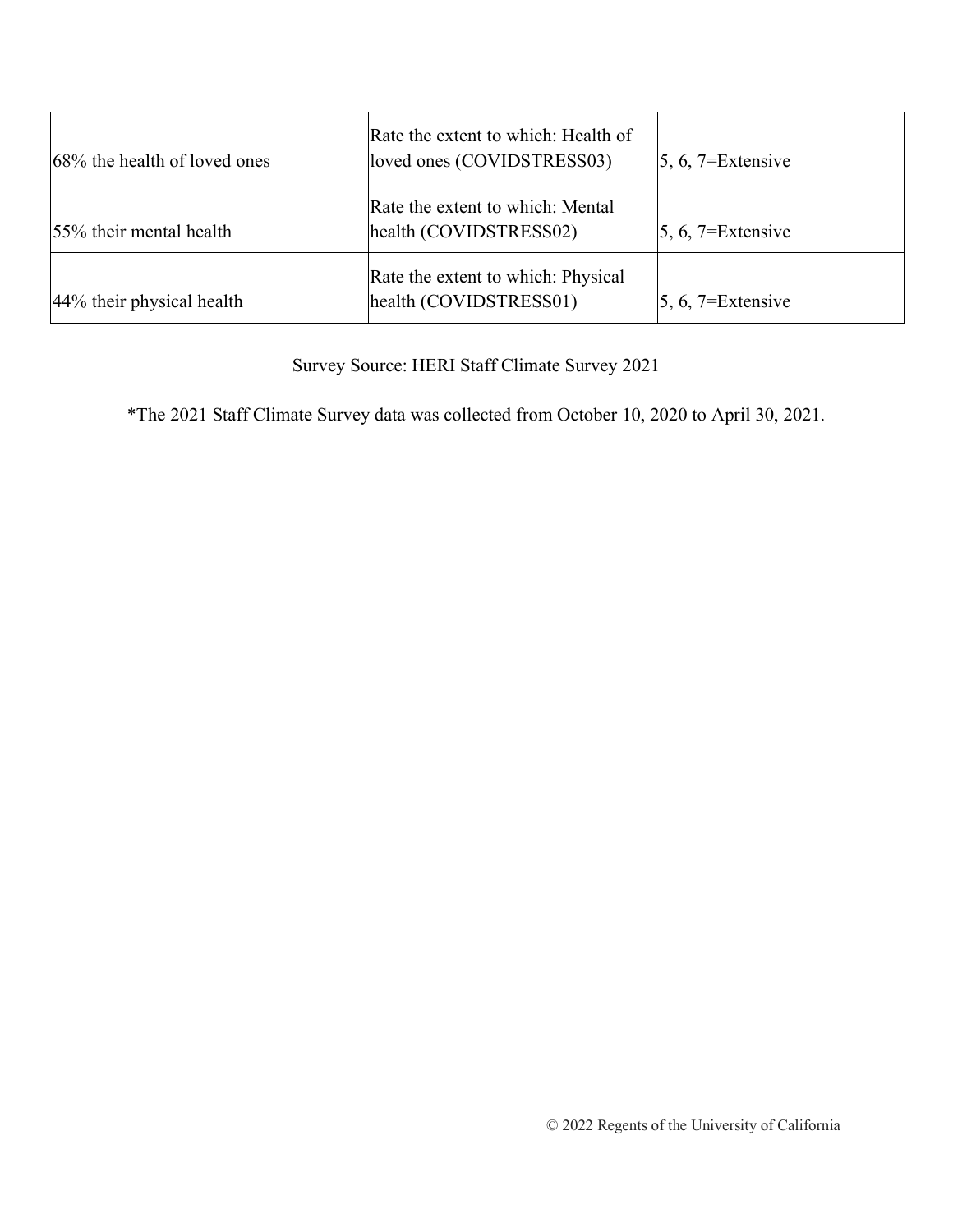| | | |
|---|---|---|
| 68% the health of loved ones | Rate the extent to which: Health of loved ones (COVIDSTRESS03) | 5, 6, 7=Extensive |
| 55% their mental health | Rate the extent to which: Mental health (COVIDSTRESS02) | 5, 6, 7=Extensive |
| 44% their physical health | Rate the extent to which: Physical health (COVIDSTRESS01) | 5, 6, 7=Extensive |

Survey Source: HERI Staff Climate Survey 2021

*The 2021 Staff Climate Survey data was collected from October 10, 2020 to April 30, 2021.

© 2022 Regents of the University of California